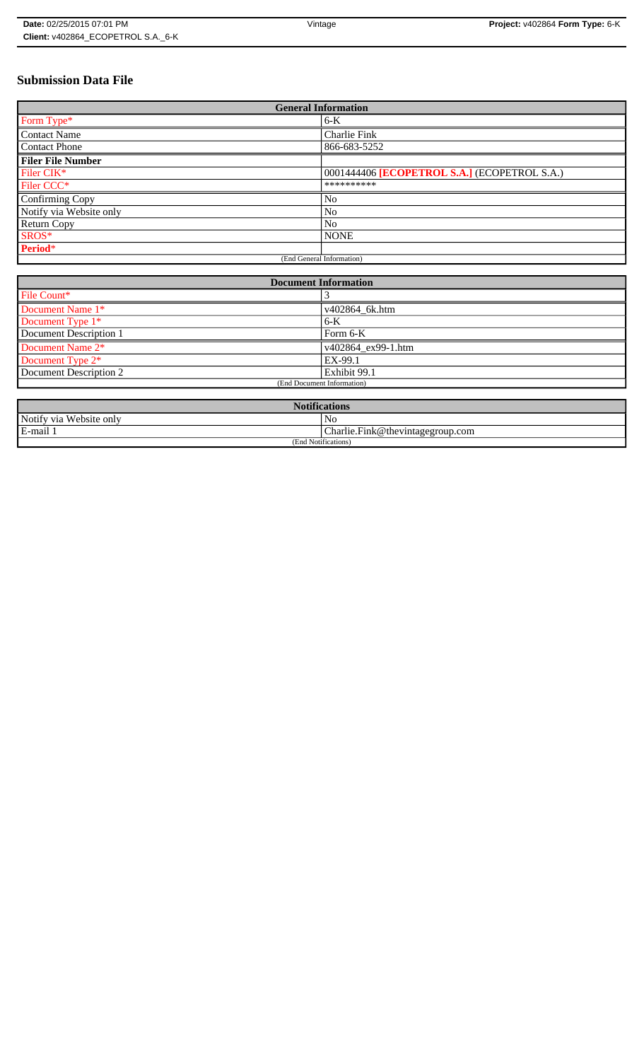**Date:** 02/25/2015 07:01 PM | Vintage | **Project:** v402864 **Form Type:** 6-K
**Client:** v402864_ECOPETROL S.A._6-K

# Submission Data File

| General Information | |
|---|---|
| Form Type* | 6-K |
| Contact Name | Charlie Fink |
| Contact Phone | 866-683-5252 |
| **Filer File Number** | |
| Filer CIK* | 0001444406 **[ECOPETROL S.A.]** (ECOPETROL S.A.) |
| Filer CCC* | ********** |
| Confirming Copy | No |
| Notify via Website only | No |
| Return Copy | No |
| SROS* | NONE |
| **Period*** | |
| (End General Information) | |

| Document Information | |
|---|---|
| File Count* | 3 |
| Document Name 1* | v402864_6k.htm |
| Document Type 1* | 6-K |
| Document Description 1 | Form 6-K |
| Document Name 2* | v402864_ex99-1.htm |
| Document Type 2* | EX-99.1 |
| Document Description 2 | Exhibit 99.1 |
| (End Document Information) | |

| Notifications | |
|---|---|
| Notify via Website only | No |
| E-mail 1 | Charlie.Fink@thevintagegroup.com |
| (End Notifications) | |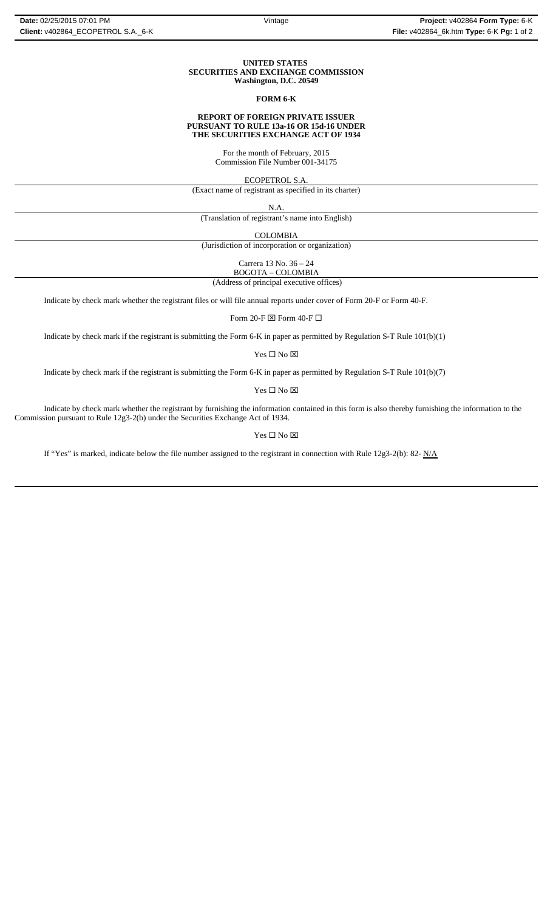**UNITED STATES**
**SECURITIES AND EXCHANGE COMMISSION**
**Washington, D.C. 20549**

**FORM 6-K**

**REPORT OF FOREIGN PRIVATE ISSUER**
**PURSUANT TO RULE 13a-16 OR 15d-16 UNDER**
**THE SECURITIES EXCHANGE ACT OF 1934**

For the month of February, 2015
Commission File Number 001-34175

ECOPETROL S.A.

(Exact name of registrant as specified in its charter)

N.A.

(Translation of registrant's name into English)

COLOMBIA

(Jurisdiction of incorporation or organization)

Carrera 13 No. 36 – 24
BOGOTA – COLOMBIA

(Address of principal executive offices)

Indicate by check mark whether the registrant files or will file annual reports under cover of Form 20-F or Form 40-F.

Form 20-F ☒ Form 40-F ☐

Indicate by check mark if the registrant is submitting the Form 6-K in paper as permitted by Regulation S-T Rule 101(b)(1)

Yes ☐ No ☒

Indicate by check mark if the registrant is submitting the Form 6-K in paper as permitted by Regulation S-T Rule 101(b)(7)

Yes ☐ No ☒

Indicate by check mark whether the registrant by furnishing the information contained in this form is also thereby furnishing the information to the Commission pursuant to Rule 12g3-2(b) under the Securities Exchange Act of 1934.

Yes ☐ No ☒

If "Yes" is marked, indicate below the file number assigned to the registrant in connection with Rule 12g3-2(b): 82- N/A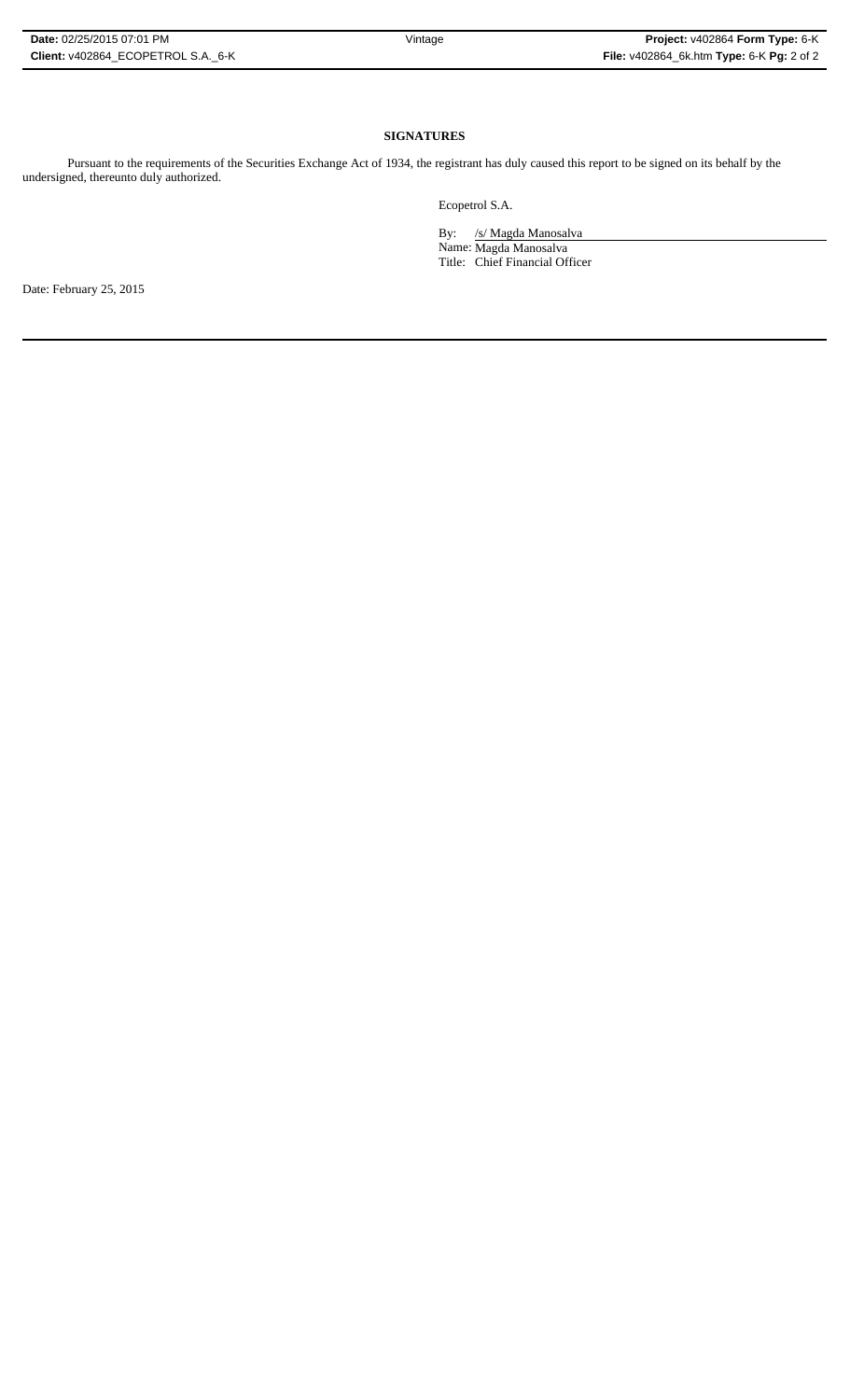**SIGNATURES**

Pursuant to the requirements of the Securities Exchange Act of 1934, the registrant has duly caused this report to be signed on its behalf by the undersigned, thereunto duly authorized.

Ecopetrol S.A.

By: /s/ Magda Manosalva

Name: Magda Manosalva

Title: Chief Financial Officer

Date: February 25, 2015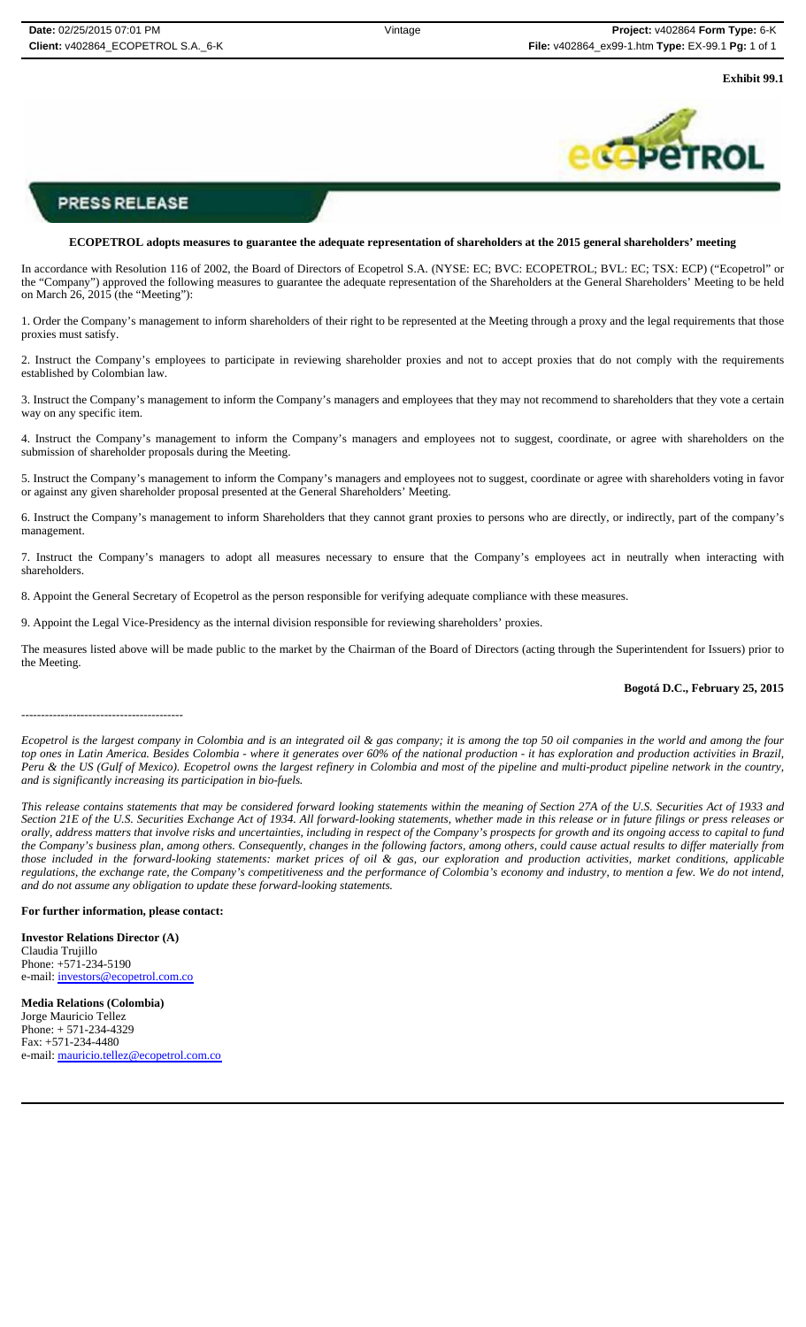**Exhibit 99.1**

## PRESS RELEASE

**ECOPETROL adopts measures to guarantee the adequate representation of shareholders at the 2015 general shareholders' meeting**

In accordance with Resolution 116 of 2002, the Board of Directors of Ecopetrol S.A. (NYSE: EC; BVC: ECOPETROL; BVL: EC; TSX: ECP) ("Ecopetrol" or the "Company") approved the following measures to guarantee the adequate representation of the Shareholders at the General Shareholders' Meeting to be held on March 26, 2015 (the "Meeting"):

1. Order the Company's management to inform shareholders of their right to be represented at the Meeting through a proxy and the legal requirements that those proxies must satisfy.

2. Instruct the Company's employees to participate in reviewing shareholder proxies and not to accept proxies that do not comply with the requirements established by Colombian law.

3. Instruct the Company's management to inform the Company's managers and employees that they may not recommend to shareholders that they vote a certain way on any specific item.

4. Instruct the Company's management to inform the Company's managers and employees not to suggest, coordinate, or agree with shareholders on the submission of shareholder proposals during the Meeting.

5. Instruct the Company's management to inform the Company's managers and employees not to suggest, coordinate or agree with shareholders voting in favor or against any given shareholder proposal presented at the General Shareholders' Meeting.

6. Instruct the Company's management to inform Shareholders that they cannot grant proxies to persons who are directly, or indirectly, part of the company's management.

7. Instruct the Company's managers to adopt all measures necessary to ensure that the Company's employees act in neutrally when interacting with shareholders.

8. Appoint the General Secretary of Ecopetrol as the person responsible for verifying adequate compliance with these measures.

9. Appoint the Legal Vice-Presidency as the internal division responsible for reviewing shareholders' proxies.

The measures listed above will be made public to the market by the Chairman of the Board of Directors (acting through the Superintendent for Issuers) prior to the Meeting.

**Bogotá D.C., February 25, 2015**

-----------------------------------------

*Ecopetrol is the largest company in Colombia and is an integrated oil & gas company; it is among the top 50 oil companies in the world and among the four top ones in Latin America. Besides Colombia - where it generates over 60% of the national production - it has exploration and production activities in Brazil, Peru & the US (Gulf of Mexico). Ecopetrol owns the largest refinery in Colombia and most of the pipeline and multi-product pipeline network in the country, and is significantly increasing its participation in bio-fuels.*

*This release contains statements that may be considered forward looking statements within the meaning of Section 27A of the U.S. Securities Act of 1933 and Section 21E of the U.S. Securities Exchange Act of 1934. All forward-looking statements, whether made in this release or in future filings or press releases or orally, address matters that involve risks and uncertainties, including in respect of the Company's prospects for growth and its ongoing access to capital to fund the Company's business plan, among others. Consequently, changes in the following factors, among others, could cause actual results to differ materially from those included in the forward-looking statements: market prices of oil & gas, our exploration and production activities, market conditions, applicable regulations, the exchange rate, the Company's competitiveness and the performance of Colombia's economy and industry, to mention a few. We do not intend, and do not assume any obligation to update these forward-looking statements.*

**For further information, please contact:**

**Investor Relations Director (A)**
Claudia Trujillo
Phone: +571-234-5190
e-mail: investors@ecopetrol.com.co

**Media Relations (Colombia)**
Jorge Mauricio Tellez
Phone: + 571-234-4329
Fax: +571-234-4480
e-mail: mauricio.tellez@ecopetrol.com.co